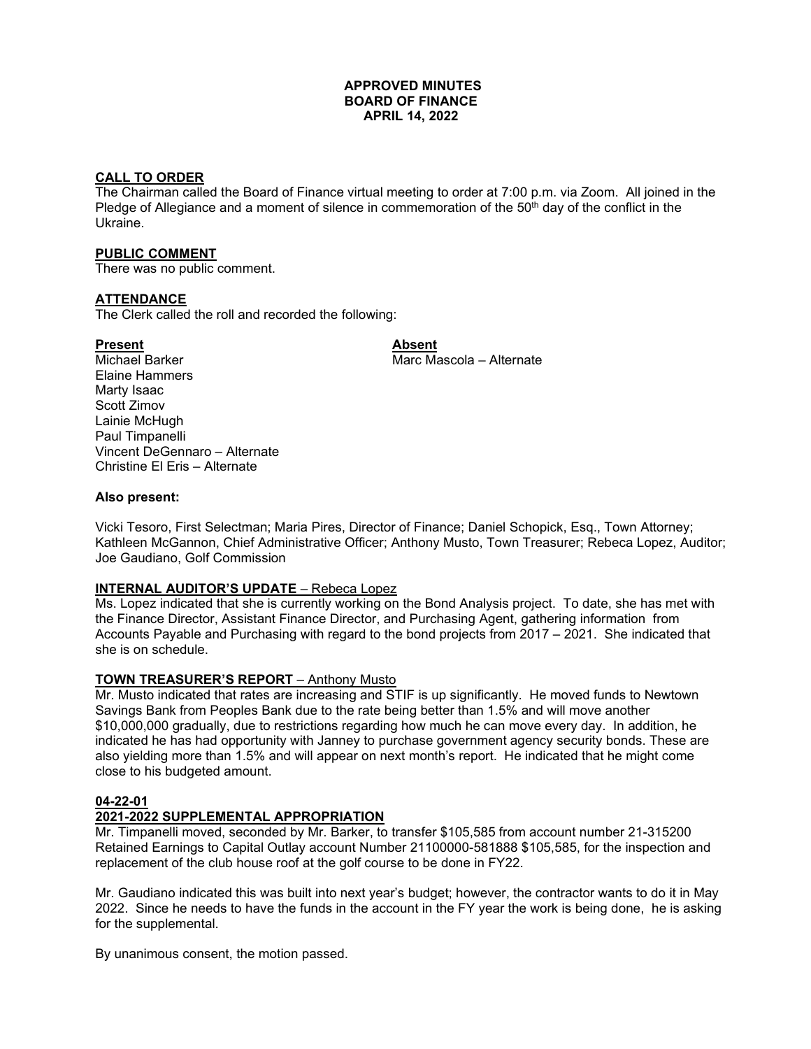**APPROVED MINUTES**
**BOARD OF FINANCE**
**APRIL 14, 2022**

**CALL TO ORDER**

The Chairman called the Board of Finance virtual meeting to order at 7:00 p.m. via Zoom. All joined in the Pledge of Allegiance and a moment of silence in commemoration of the 50th day of the conflict in the Ukraine.

**PUBLIC COMMENT**

There was no public comment.

**ATTENDANCE**

The Clerk called the roll and recorded the following:

| **Present** | **Absent** |
|---|---|
| Michael Barker | Marc Mascola – Alternate |
| Elaine Hammers | |
| Marty Isaac | |
| Scott Zimov | |
| Lainie McHugh | |
| Paul Timpanelli | |
| Vincent DeGennaro – Alternate | |
| Christine El Eris – Alternate | |

**Also present:**

Vicki Tesoro, First Selectman; Maria Pires, Director of Finance; Daniel Schopick, Esq., Town Attorney; Kathleen McGannon, Chief Administrative Officer; Anthony Musto, Town Treasurer; Rebeca Lopez, Auditor; Joe Gaudiano, Golf Commission

**INTERNAL AUDITOR'S UPDATE** – Rebeca Lopez

Ms. Lopez indicated that she is currently working on the Bond Analysis project. To date, she has met with the Finance Director, Assistant Finance Director, and Purchasing Agent, gathering information from Accounts Payable and Purchasing with regard to the bond projects from 2017 – 2021. She indicated that she is on schedule.

**TOWN TREASURER'S REPORT** – Anthony Musto

Mr. Musto indicated that rates are increasing and STIF is up significantly. He moved funds to Newtown Savings Bank from Peoples Bank due to the rate being better than 1.5% and will move another $10,000,000 gradually, due to restrictions regarding how much he can move every day. In addition, he indicated he has had opportunity with Janney to purchase government agency security bonds. These are also yielding more than 1.5% and will appear on next month's report. He indicated that he might come close to his budgeted amount.

**04-22-01**
**2021-2022 SUPPLEMENTAL APPROPRIATION**

Mr. Timpanelli moved, seconded by Mr. Barker, to transfer $105,585 from account number 21-315200 Retained Earnings to Capital Outlay account Number 21100000-581888 $105,585, for the inspection and replacement of the club house roof at the golf course to be done in FY22.

Mr. Gaudiano indicated this was built into next year's budget; however, the contractor wants to do it in May 2022. Since he needs to have the funds in the account in the FY year the work is being done, he is asking for the supplemental.

By unanimous consent, the motion passed.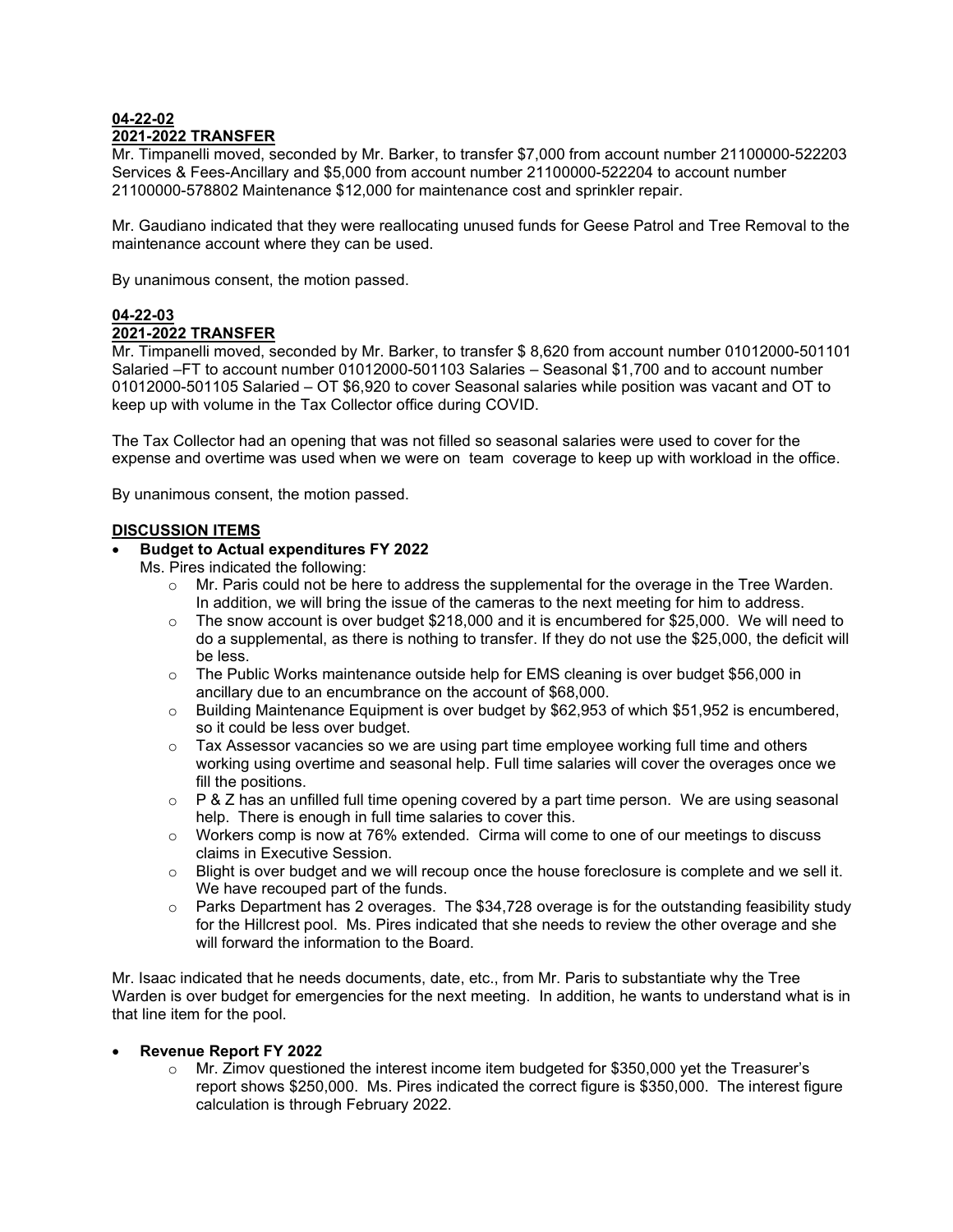**04-22-02**
**2021-2022 TRANSFER**
Mr. Timpanelli moved, seconded by Mr. Barker, to transfer $7,000 from account number 21100000-522203 Services & Fees-Ancillary and $5,000 from account number 21100000-522204 to account number 21100000-578802 Maintenance $12,000 for maintenance cost and sprinkler repair.

Mr. Gaudiano indicated that they were reallocating unused funds for Geese Patrol and Tree Removal to the maintenance account where they can be used.

By unanimous consent, the motion passed.

**04-22-03**
**2021-2022 TRANSFER**
Mr. Timpanelli moved, seconded by Mr. Barker, to transfer $ 8,620 from account number 01012000-501101 Salaried –FT to account number 01012000-501103 Salaries – Seasonal $1,700 and to account number 01012000-501105 Salaried – OT $6,920 to cover Seasonal salaries while position was vacant and OT to keep up with volume in the Tax Collector office during COVID.

The Tax Collector had an opening that was not filled so seasonal salaries were used to cover for the expense and overtime was used when we were on team coverage to keep up with workload in the office.

By unanimous consent, the motion passed.

**DISCUSSION ITEMS**

- **Budget to Actual expenditures FY 2022**
  Ms. Pires indicated the following:
  - Mr. Paris could not be here to address the supplemental for the overage in the Tree Warden. In addition, we will bring the issue of the cameras to the next meeting for him to address.
  - The snow account is over budget $218,000 and it is encumbered for $25,000. We will need to do a supplemental, as there is nothing to transfer. If they do not use the $25,000, the deficit will be less.
  - The Public Works maintenance outside help for EMS cleaning is over budget $56,000 in ancillary due to an encumbrance on the account of $68,000.
  - Building Maintenance Equipment is over budget by $62,953 of which $51,952 is encumbered, so it could be less over budget.
  - Tax Assessor vacancies so we are using part time employee working full time and others working using overtime and seasonal help. Full time salaries will cover the overages once we fill the positions.
  - P & Z has an unfilled full time opening covered by a part time person. We are using seasonal help. There is enough in full time salaries to cover this.
  - Workers comp is now at 76% extended. Cirma will come to one of our meetings to discuss claims in Executive Session.
  - Blight is over budget and we will recoup once the house foreclosure is complete and we sell it. We have recouped part of the funds.
  - Parks Department has 2 overages. The $34,728 overage is for the outstanding feasibility study for the Hillcrest pool. Ms. Pires indicated that she needs to review the other overage and she will forward the information to the Board.

Mr. Isaac indicated that he needs documents, date, etc., from Mr. Paris to substantiate why the Tree Warden is over budget for emergencies for the next meeting. In addition, he wants to understand what is in that line item for the pool.

- **Revenue Report FY 2022**
  - Mr. Zimov questioned the interest income item budgeted for $350,000 yet the Treasurer's report shows $250,000. Ms. Pires indicated the correct figure is $350,000. The interest figure calculation is through February 2022.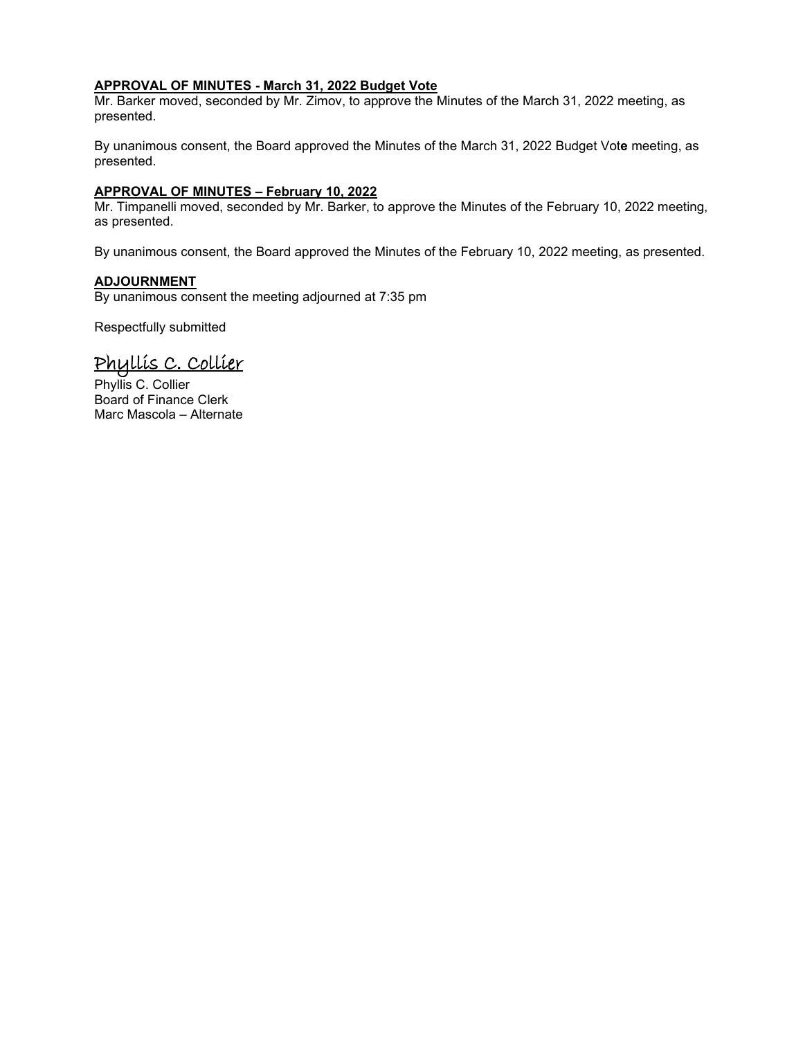**APPROVAL OF MINUTES - March 31, 2022 Budget Vote**

Mr. Barker moved, seconded by Mr. Zimov, to approve the Minutes of the March 31, 2022 meeting, as presented.

By unanimous consent, the Board approved the Minutes of the March 31, 2022 Budget Vote meeting, as presented.

**APPROVAL OF MINUTES – February 10, 2022**

Mr. Timpanelli moved, seconded by Mr. Barker, to approve the Minutes of the February 10, 2022 meeting, as presented.

By unanimous consent, the Board approved the Minutes of the February 10, 2022 meeting, as presented.

**ADJOURNMENT**

By unanimous consent the meeting adjourned at 7:35 pm

Respectfully submitted

Phyllis C. Collier

Phyllis C. Collier
Board of Finance Clerk
Marc Mascola – Alternate